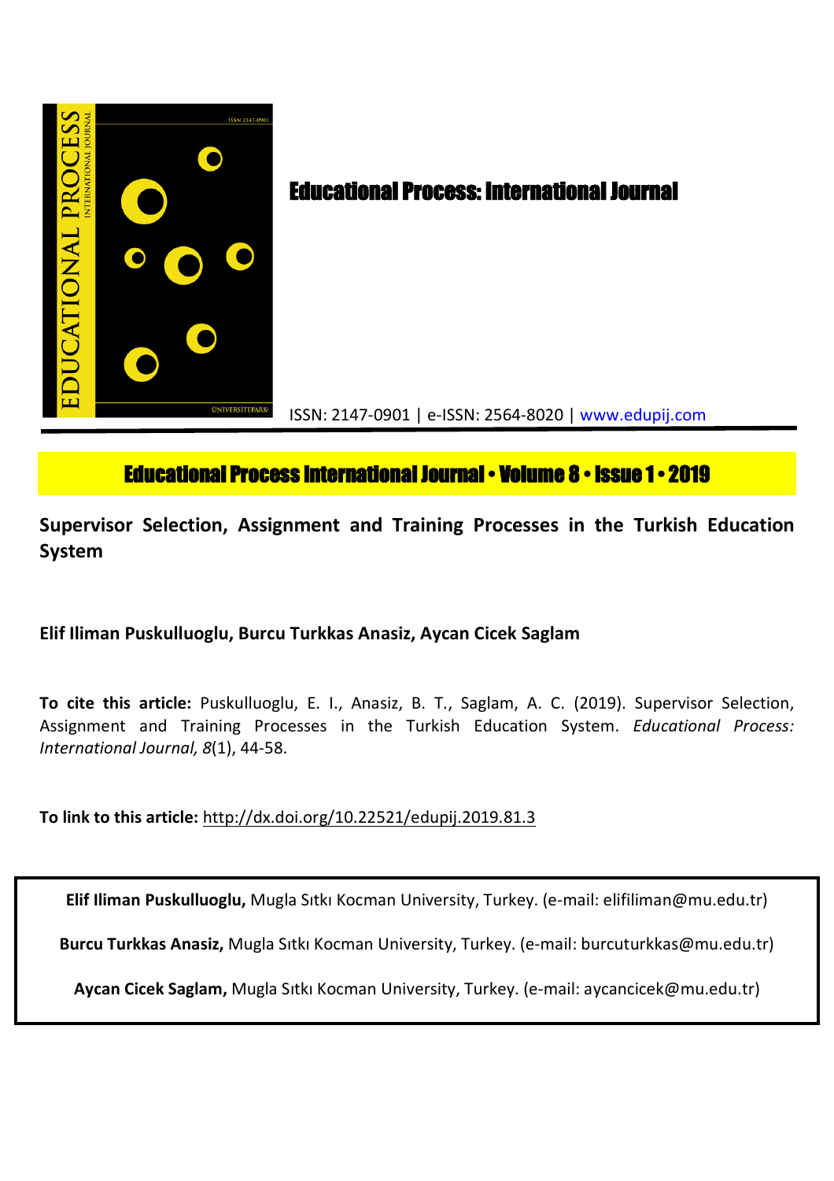# Educational Process: International Journal

ISSN: 2147-0901 | e-ISSN: 2564-8020 | www.edupij.com

**Educational Process International Journal • Volume 8 • Issue 1 • 2019**

## Supervisor Selection, Assignment and Training Processes in the Turkish Education System

**Elif Iliman Puskulluoglu, Burcu Turkkas Anasiz, Aycan Cicek Saglam**

**To cite this article:** Puskulluoglu, E. I., Anasiz, B. T., Saglam, A. C. (2019). Supervisor Selection, Assignment and Training Processes in the Turkish Education System. *Educational Process: International Journal, 8*(1), 44-58.

**To link to this article:** http://dx.doi.org/10.22521/edupij.2019.81.3

**Elif Iliman Puskulluoglu,** Mugla Sıtkı Kocman University, Turkey. (e-mail: elifiliman@mu.edu.tr)

**Burcu Turkkas Anasiz,** Mugla Sıtkı Kocman University, Turkey. (e-mail: burcuturkkas@mu.edu.tr)

**Aycan Cicek Saglam,** Mugla Sıtkı Kocman University, Turkey. (e-mail: aycancicek@mu.edu.tr)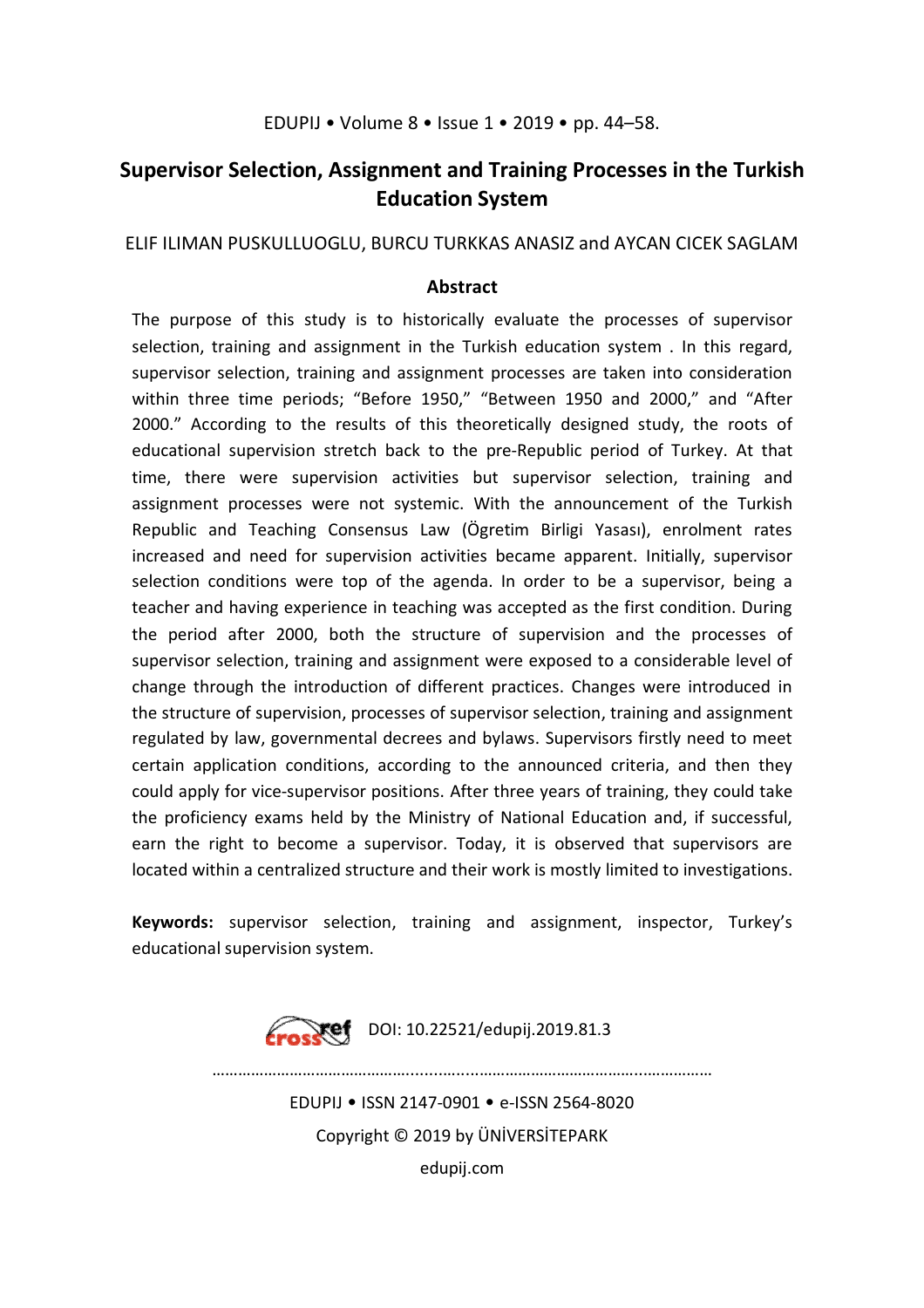# Supervisor Selection, Assignment and Training Processes in the Turkish Education System

ELIF ILIMAN PUSKULLUOGLU, BURCU TURKKAS ANASIZ and AYCAN CICEK SAGLAM

## Abstract

The purpose of this study is to historically evaluate the processes of supervisor selection, training and assignment in the Turkish education system . In this regard, supervisor selection, training and assignment processes are taken into consideration within three time periods; "Before 1950," "Between 1950 and 2000," and "After 2000." According to the results of this theoretically designed study, the roots of educational supervision stretch back to the pre-Republic period of Turkey. At that time, there were supervision activities but supervisor selection, training and assignment processes were not systemic. With the announcement of the Turkish Republic and Teaching Consensus Law (Ögretim Birligi Yasası), enrolment rates increased and need for supervision activities became apparent. Initially, supervisor selection conditions were top of the agenda. In order to be a supervisor, being a teacher and having experience in teaching was accepted as the first condition. During the period after 2000, both the structure of supervision and the processes of supervisor selection, training and assignment were exposed to a considerable level of change through the introduction of different practices. Changes were introduced in the structure of supervision, processes of supervisor selection, training and assignment regulated by law, governmental decrees and bylaws. Supervisors firstly need to meet certain application conditions, according to the announced criteria, and then they could apply for vice-supervisor positions. After three years of training, they could take the proficiency exams held by the Ministry of National Education and, if successful, earn the right to become a supervisor. Today, it is observed that supervisors are located within a centralized structure and their work is mostly limited to investigations.

**Keywords:** supervisor selection, training and assignment, inspector, Turkey's educational supervision system.

DOI: 10.22521/edupij.2019.81.3

EDUPIJ • ISSN 2147-0901 • e-ISSN 2564-8020

Copyright © 2019 by ÜNİVERSİTEPARK

edupij.com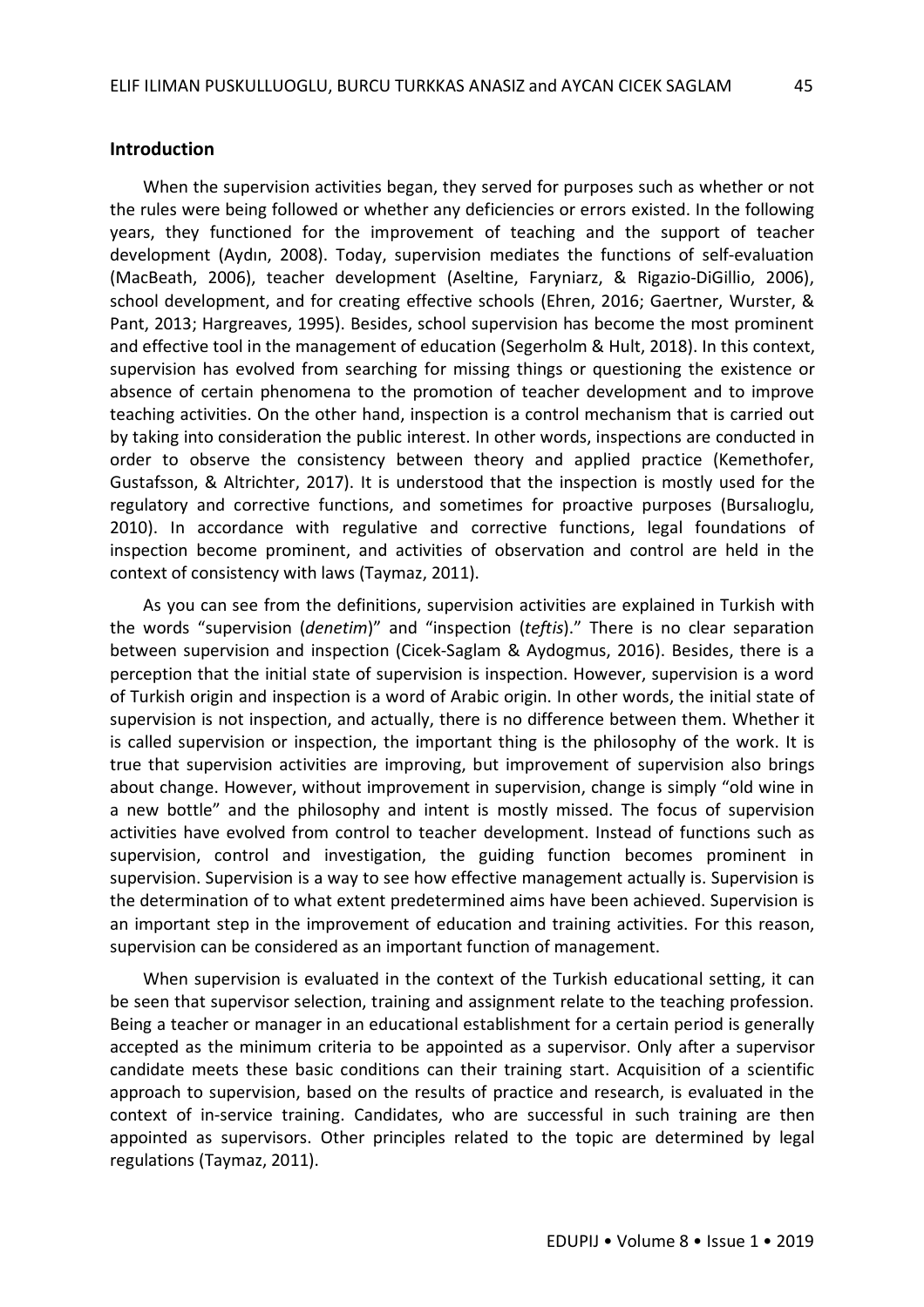## Introduction

When the supervision activities began, they served for purposes such as whether or not the rules were being followed or whether any deficiencies or errors existed. In the following years, they functioned for the improvement of teaching and the support of teacher development (Aydın, 2008). Today, supervision mediates the functions of self-evaluation (MacBeath, 2006), teacher development (Aseltine, Faryniarz, & Rigazio-DiGillio, 2006), school development, and for creating effective schools (Ehren, 2016; Gaertner, Wurster, & Pant, 2013; Hargreaves, 1995). Besides, school supervision has become the most prominent and effective tool in the management of education (Segerholm & Hult, 2018). In this context, supervision has evolved from searching for missing things or questioning the existence or absence of certain phenomena to the promotion of teacher development and to improve teaching activities. On the other hand, inspection is a control mechanism that is carried out by taking into consideration the public interest. In other words, inspections are conducted in order to observe the consistency between theory and applied practice (Kemethofer, Gustafsson, & Altrichter, 2017). It is understood that the inspection is mostly used for the regulatory and corrective functions, and sometimes for proactive purposes (Bursalıoglu, 2010). In accordance with regulative and corrective functions, legal foundations of inspection become prominent, and activities of observation and control are held in the context of consistency with laws (Taymaz, 2011).

As you can see from the definitions, supervision activities are explained in Turkish with the words "supervision (*denetim*)" and "inspection (*teftis*)." There is no clear separation between supervision and inspection (Cicek-Saglam & Aydogmus, 2016). Besides, there is a perception that the initial state of supervision is inspection. However, supervision is a word of Turkish origin and inspection is a word of Arabic origin. In other words, the initial state of supervision is not inspection, and actually, there is no difference between them. Whether it is called supervision or inspection, the important thing is the philosophy of the work. It is true that supervision activities are improving, but improvement of supervision also brings about change. However, without improvement in supervision, change is simply "old wine in a new bottle" and the philosophy and intent is mostly missed. The focus of supervision activities have evolved from control to teacher development. Instead of functions such as supervision, control and investigation, the guiding function becomes prominent in supervision. Supervision is a way to see how effective management actually is. Supervision is the determination of to what extent predetermined aims have been achieved. Supervision is an important step in the improvement of education and training activities. For this reason, supervision can be considered as an important function of management.

When supervision is evaluated in the context of the Turkish educational setting, it can be seen that supervisor selection, training and assignment relate to the teaching profession. Being a teacher or manager in an educational establishment for a certain period is generally accepted as the minimum criteria to be appointed as a supervisor. Only after a supervisor candidate meets these basic conditions can their training start. Acquisition of a scientific approach to supervision, based on the results of practice and research, is evaluated in the context of in-service training. Candidates, who are successful in such training are then appointed as supervisors. Other principles related to the topic are determined by legal regulations (Taymaz, 2011).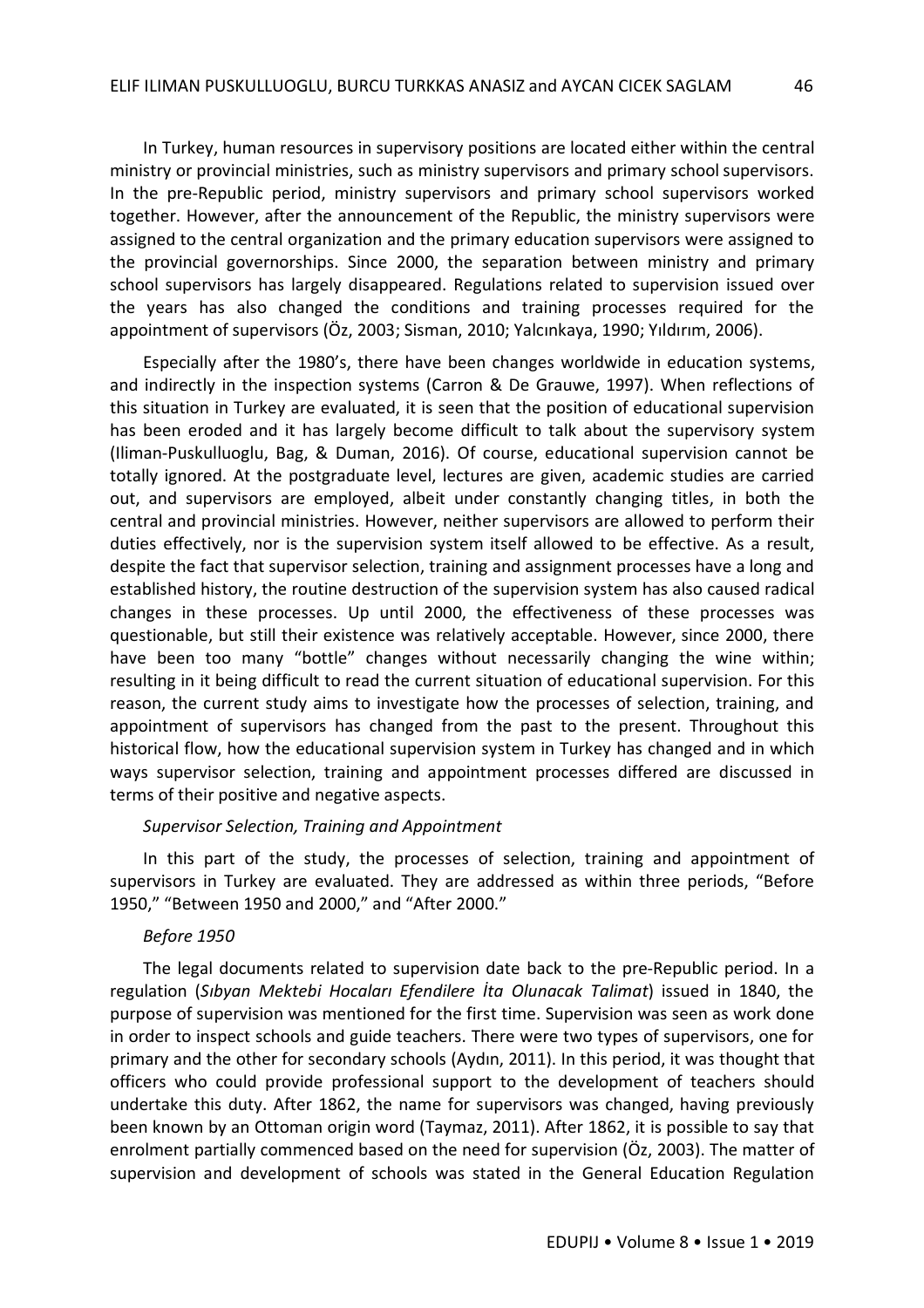In Turkey, human resources in supervisory positions are located either within the central ministry or provincial ministries, such as ministry supervisors and primary school supervisors. In the pre-Republic period, ministry supervisors and primary school supervisors worked together. However, after the announcement of the Republic, the ministry supervisors were assigned to the central organization and the primary education supervisors were assigned to the provincial governorships. Since 2000, the separation between ministry and primary school supervisors has largely disappeared. Regulations related to supervision issued over the years has also changed the conditions and training processes required for the appointment of supervisors (Öz, 2003; Sisman, 2010; Yalcınkaya, 1990; Yıldırım, 2006).

Especially after the 1980's, there have been changes worldwide in education systems, and indirectly in the inspection systems (Carron & De Grauwe, 1997). When reflections of this situation in Turkey are evaluated, it is seen that the position of educational supervision has been eroded and it has largely become difficult to talk about the supervisory system (Iliman-Puskulluoglu, Bag, & Duman, 2016). Of course, educational supervision cannot be totally ignored. At the postgraduate level, lectures are given, academic studies are carried out, and supervisors are employed, albeit under constantly changing titles, in both the central and provincial ministries. However, neither supervisors are allowed to perform their duties effectively, nor is the supervision system itself allowed to be effective. As a result, despite the fact that supervisor selection, training and assignment processes have a long and established history, the routine destruction of the supervision system has also caused radical changes in these processes. Up until 2000, the effectiveness of these processes was questionable, but still their existence was relatively acceptable. However, since 2000, there have been too many "bottle" changes without necessarily changing the wine within; resulting in it being difficult to read the current situation of educational supervision. For this reason, the current study aims to investigate how the processes of selection, training, and appointment of supervisors has changed from the past to the present. Throughout this historical flow, how the educational supervision system in Turkey has changed and in which ways supervisor selection, training and appointment processes differed are discussed in terms of their positive and negative aspects.

### *Supervisor Selection, Training and Appointment*

In this part of the study, the processes of selection, training and appointment of supervisors in Turkey are evaluated. They are addressed as within three periods, "Before 1950," "Between 1950 and 2000," and "After 2000."

#### *Before 1950*

The legal documents related to supervision date back to the pre-Republic period. In a regulation (*Sıbyan Mektebi Hocaları Efendilere İta Olunacak Talimat*) issued in 1840, the purpose of supervision was mentioned for the first time. Supervision was seen as work done in order to inspect schools and guide teachers. There were two types of supervisors, one for primary and the other for secondary schools (Aydın, 2011). In this period, it was thought that officers who could provide professional support to the development of teachers should undertake this duty. After 1862, the name for supervisors was changed, having previously been known by an Ottoman origin word (Taymaz, 2011). After 1862, it is possible to say that enrolment partially commenced based on the need for supervision (Öz, 2003). The matter of supervision and development of schools was stated in the General Education Regulation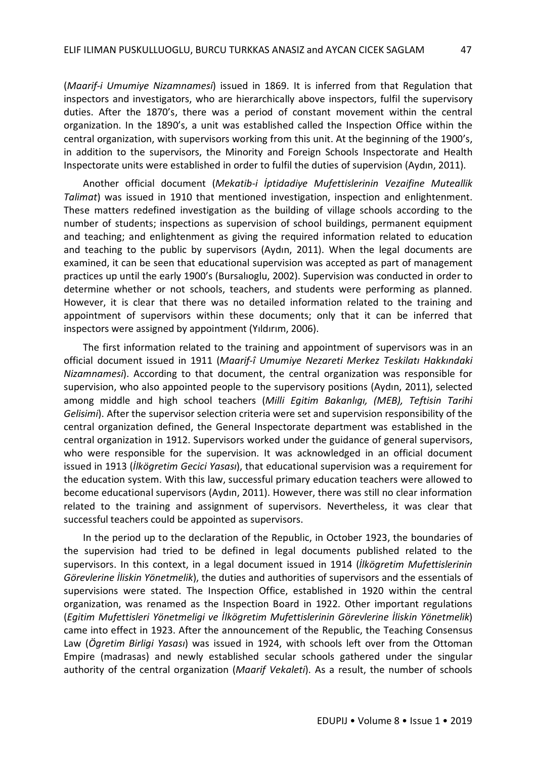(*Maarif-i Umumiye Nizamnamesi*) issued in 1869. It is inferred from that Regulation that inspectors and investigators, who are hierarchically above inspectors, fulfil the supervisory duties. After the 1870's, there was a period of constant movement within the central organization. In the 1890's, a unit was established called the Inspection Office within the central organization, with supervisors working from this unit. At the beginning of the 1900's, in addition to the supervisors, the Minority and Foreign Schools Inspectorate and Health Inspectorate units were established in order to fulfil the duties of supervision (Aydın, 2011).

Another official document (*Mekatib-i İptidadiye Mufettislerinin Vezaifine Muteallik Talimat*) was issued in 1910 that mentioned investigation, inspection and enlightenment. These matters redefined investigation as the building of village schools according to the number of students; inspections as supervision of school buildings, permanent equipment and teaching; and enlightenment as giving the required information related to education and teaching to the public by supervisors (Aydın, 2011). When the legal documents are examined, it can be seen that educational supervision was accepted as part of management practices up until the early 1900's (Bursalıoglu, 2002). Supervision was conducted in order to determine whether or not schools, teachers, and students were performing as planned. However, it is clear that there was no detailed information related to the training and appointment of supervisors within these documents; only that it can be inferred that inspectors were assigned by appointment (Yıldırım, 2006).

The first information related to the training and appointment of supervisors was in an official document issued in 1911 (*Maarif-î Umumiye Nezareti Merkez Teskilatı Hakkındaki Nizamnamesi*). According to that document, the central organization was responsible for supervision, who also appointed people to the supervisory positions (Aydın, 2011), selected among middle and high school teachers (*Milli Egitim Bakanlıgı, (MEB), Teftisin Tarihi Gelisimi*). After the supervisor selection criteria were set and supervision responsibility of the central organization defined, the General Inspectorate department was established in the central organization in 1912. Supervisors worked under the guidance of general supervisors, who were responsible for the supervision. It was acknowledged in an official document issued in 1913 (*İlkögretim Gecici Yasası*), that educational supervision was a requirement for the education system. With this law, successful primary education teachers were allowed to become educational supervisors (Aydın, 2011). However, there was still no clear information related to the training and assignment of supervisors. Nevertheless, it was clear that successful teachers could be appointed as supervisors.

In the period up to the declaration of the Republic, in October 1923, the boundaries of the supervision had tried to be defined in legal documents published related to the supervisors. In this context, in a legal document issued in 1914 (*İlkögretim Mufettislerinin Görevlerine İliskin Yönetmelik*), the duties and authorities of supervisors and the essentials of supervisions were stated. The Inspection Office, established in 1920 within the central organization, was renamed as the Inspection Board in 1922. Other important regulations (*Egitim Mufettisleri Yönetmeligi ve İlkögretim Mufettislerinin Görevlerine İliskin Yönetmelik*) came into effect in 1923. After the announcement of the Republic, the Teaching Consensus Law (*Ögretim Birligi Yasası*) was issued in 1924, with schools left over from the Ottoman Empire (madrasas) and newly established secular schools gathered under the singular authority of the central organization (*Maarif Vekaleti*). As a result, the number of schools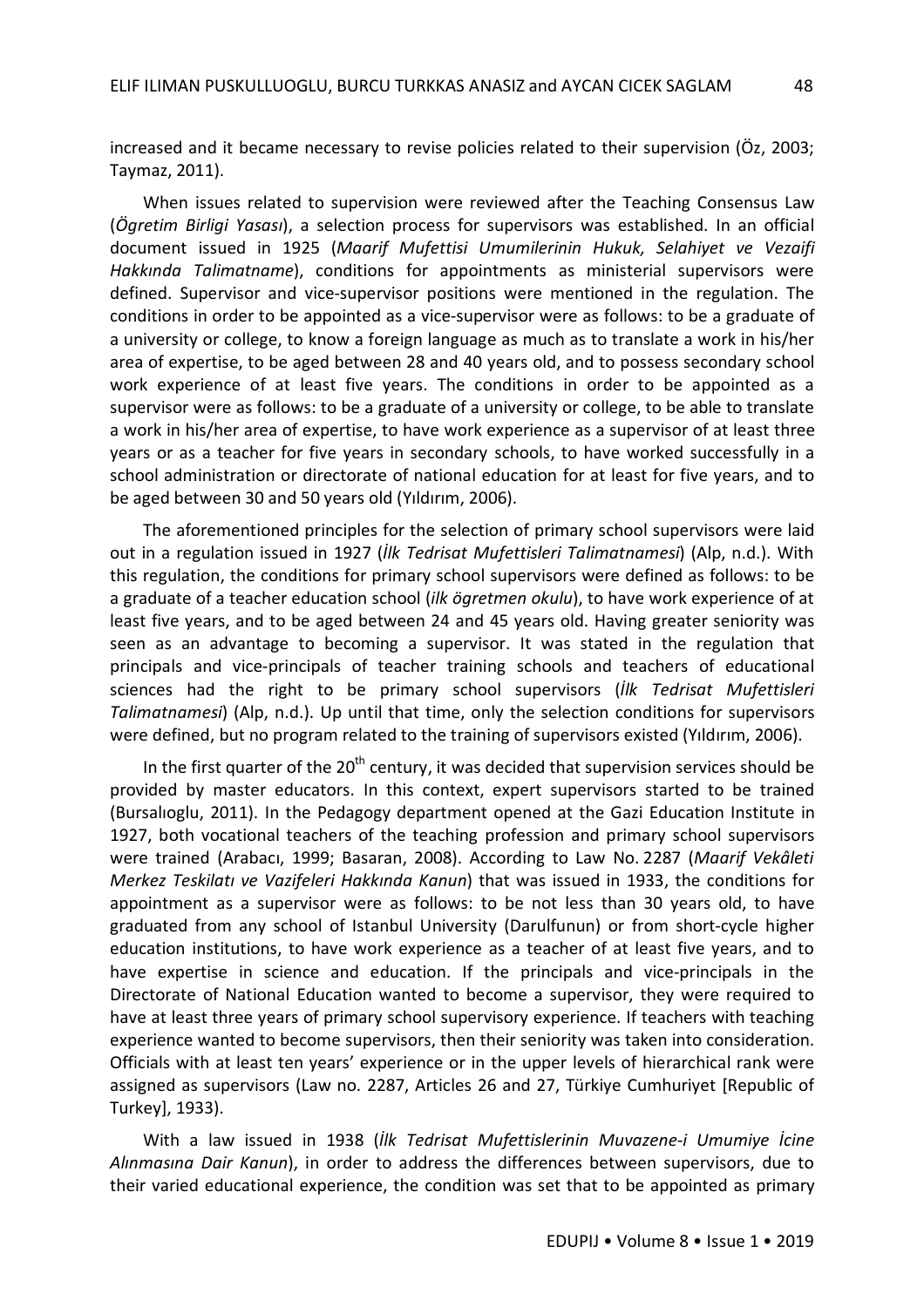increased and it became necessary to revise policies related to their supervision (Öz, 2003; Taymaz, 2011).

When issues related to supervision were reviewed after the Teaching Consensus Law (*Ögretim Birligi Yasası*), a selection process for supervisors was established. In an official document issued in 1925 (*Maarif Mufettisi Umumilerinin Hukuk, Selahiyet ve Vezaifi Hakkında Talimatname*), conditions for appointments as ministerial supervisors were defined. Supervisor and vice-supervisor positions were mentioned in the regulation. The conditions in order to be appointed as a vice-supervisor were as follows: to be a graduate of a university or college, to know a foreign language as much as to translate a work in his/her area of expertise, to be aged between 28 and 40 years old, and to possess secondary school work experience of at least five years. The conditions in order to be appointed as a supervisor were as follows: to be a graduate of a university or college, to be able to translate a work in his/her area of expertise, to have work experience as a supervisor of at least three years or as a teacher for five years in secondary schools, to have worked successfully in a school administration or directorate of national education for at least for five years, and to be aged between 30 and 50 years old (Yıldırım, 2006).

The aforementioned principles for the selection of primary school supervisors were laid out in a regulation issued in 1927 (*İlk Tedrisat Mufettisleri Talimatnamesi*) (Alp, n.d.). With this regulation, the conditions for primary school supervisors were defined as follows: to be a graduate of a teacher education school (*ilk ögretmen okulu*), to have work experience of at least five years, and to be aged between 24 and 45 years old. Having greater seniority was seen as an advantage to becoming a supervisor. It was stated in the regulation that principals and vice-principals of teacher training schools and teachers of educational sciences had the right to be primary school supervisors (*İlk Tedrisat Mufettisleri Talimatnamesi*) (Alp, n.d.). Up until that time, only the selection conditions for supervisors were defined, but no program related to the training of supervisors existed (Yıldırım, 2006).

In the first quarter of the 20th century, it was decided that supervision services should be provided by master educators. In this context, expert supervisors started to be trained (Bursalıoglu, 2011). In the Pedagogy department opened at the Gazi Education Institute in 1927, both vocational teachers of the teaching profession and primary school supervisors were trained (Arabacı, 1999; Basaran, 2008). According to Law No. 2287 (*Maarif Vekâleti Merkez Teskilatı ve Vazifeleri Hakkında Kanun*) that was issued in 1933, the conditions for appointment as a supervisor were as follows: to be not less than 30 years old, to have graduated from any school of Istanbul University (Darulfunun) or from short-cycle higher education institutions, to have work experience as a teacher of at least five years, and to have expertise in science and education. If the principals and vice-principals in the Directorate of National Education wanted to become a supervisor, they were required to have at least three years of primary school supervisory experience. If teachers with teaching experience wanted to become supervisors, then their seniority was taken into consideration. Officials with at least ten years' experience or in the upper levels of hierarchical rank were assigned as supervisors (Law no. 2287, Articles 26 and 27, Türkiye Cumhuriyet [Republic of Turkey], 1933).

With a law issued in 1938 (*İlk Tedrisat Mufettislerinin Muvazene-i Umumiye İcine Alınmasına Dair Kanun*), in order to address the differences between supervisors, due to their varied educational experience, the condition was set that to be appointed as primary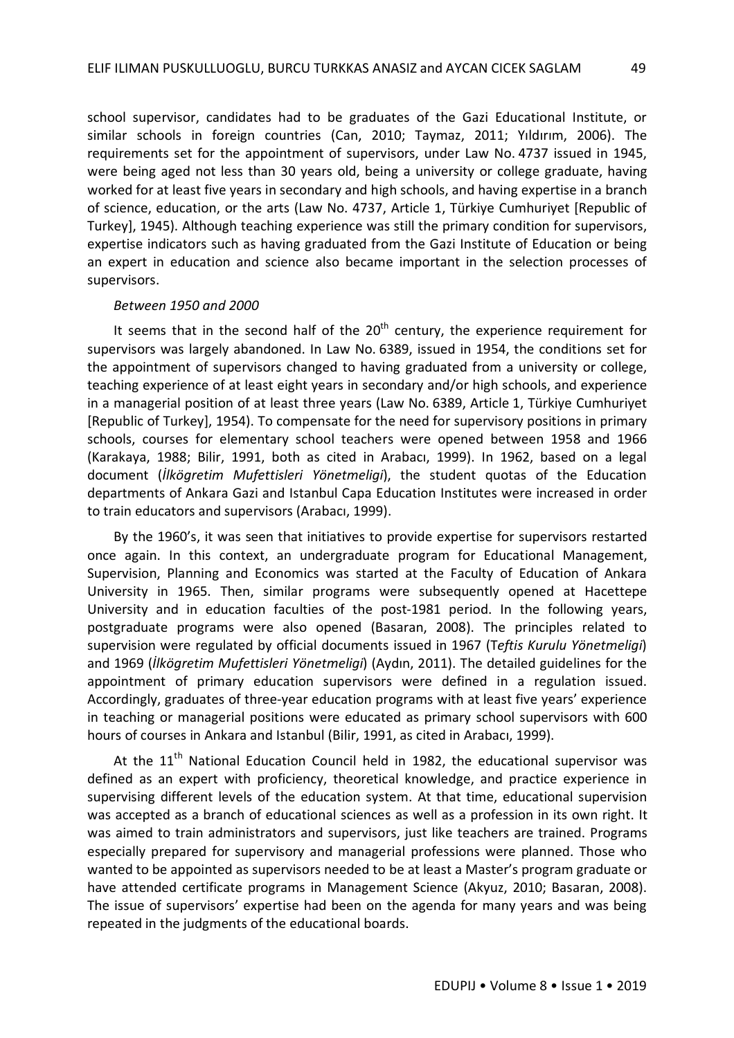school supervisor, candidates had to be graduates of the Gazi Educational Institute, or similar schools in foreign countries (Can, 2010; Taymaz, 2011; Yıldırım, 2006). The requirements set for the appointment of supervisors, under Law No. 4737 issued in 1945, were being aged not less than 30 years old, being a university or college graduate, having worked for at least five years in secondary and high schools, and having expertise in a branch of science, education, or the arts (Law No. 4737, Article 1, Türkiye Cumhuriyet [Republic of Turkey], 1945). Although teaching experience was still the primary condition for supervisors, expertise indicators such as having graduated from the Gazi Institute of Education or being an expert in education and science also became important in the selection processes of supervisors.

*Between 1950 and 2000*

It seems that in the second half of the 20th century, the experience requirement for supervisors was largely abandoned. In Law No. 6389, issued in 1954, the conditions set for the appointment of supervisors changed to having graduated from a university or college, teaching experience of at least eight years in secondary and/or high schools, and experience in a managerial position of at least three years (Law No. 6389, Article 1, Türkiye Cumhuriyet [Republic of Turkey], 1954). To compensate for the need for supervisory positions in primary schools, courses for elementary school teachers were opened between 1958 and 1966 (Karakaya, 1988; Bilir, 1991, both as cited in Arabacı, 1999). In 1962, based on a legal document (*İlkögretim Mufettisleri Yönetmeligi*), the student quotas of the Education departments of Ankara Gazi and Istanbul Capa Education Institutes were increased in order to train educators and supervisors (Arabacı, 1999).

By the 1960's, it was seen that initiatives to provide expertise for supervisors restarted once again. In this context, an undergraduate program for Educational Management, Supervision, Planning and Economics was started at the Faculty of Education of Ankara University in 1965. Then, similar programs were subsequently opened at Hacettepe University and in education faculties of the post-1981 period. In the following years, postgraduate programs were also opened (Basaran, 2008). The principles related to supervision were regulated by official documents issued in 1967 (T*eftis Kurulu Yönetmeligi*) and 1969 (*İlkögretim Mufettisleri Yönetmeligi*) (Aydın, 2011). The detailed guidelines for the appointment of primary education supervisors were defined in a regulation issued. Accordingly, graduates of three-year education programs with at least five years' experience in teaching or managerial positions were educated as primary school supervisors with 600 hours of courses in Ankara and Istanbul (Bilir, 1991, as cited in Arabacı, 1999).

At the 11th National Education Council held in 1982, the educational supervisor was defined as an expert with proficiency, theoretical knowledge, and practice experience in supervising different levels of the education system. At that time, educational supervision was accepted as a branch of educational sciences as well as a profession in its own right. It was aimed to train administrators and supervisors, just like teachers are trained. Programs especially prepared for supervisory and managerial professions were planned. Those who wanted to be appointed as supervisors needed to be at least a Master's program graduate or have attended certificate programs in Management Science (Akyuz, 2010; Basaran, 2008). The issue of supervisors' expertise had been on the agenda for many years and was being repeated in the judgments of the educational boards.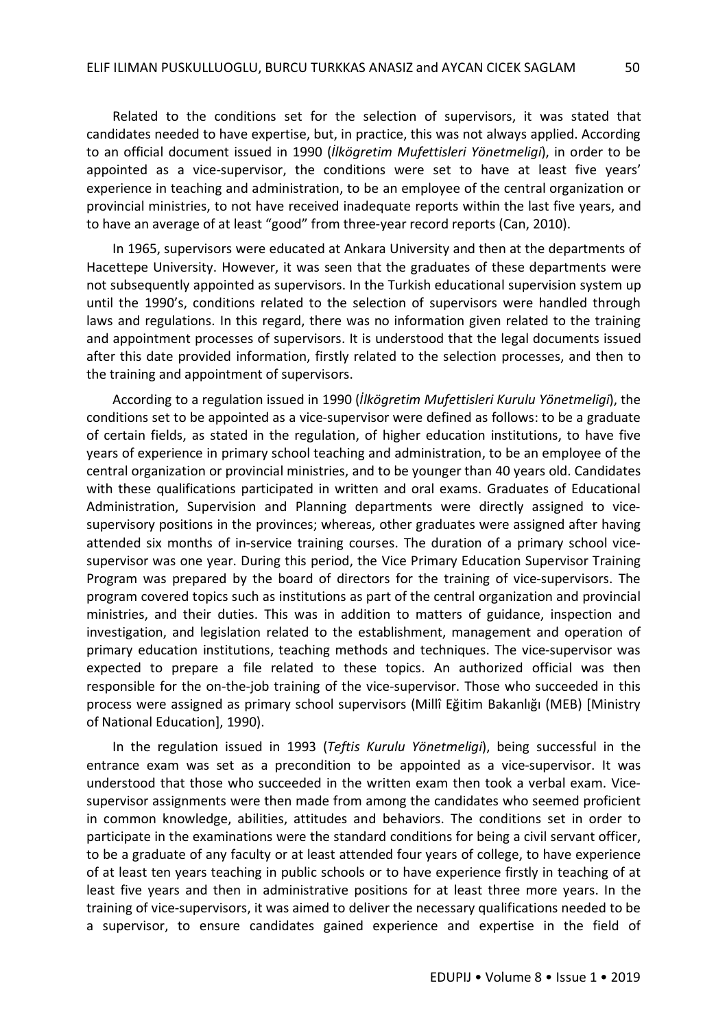Related to the conditions set for the selection of supervisors, it was stated that candidates needed to have expertise, but, in practice, this was not always applied. According to an official document issued in 1990 (*İlkögretim Mufettisleri Yönetmeligi*), in order to be appointed as a vice-supervisor, the conditions were set to have at least five years' experience in teaching and administration, to be an employee of the central organization or provincial ministries, to not have received inadequate reports within the last five years, and to have an average of at least "good" from three-year record reports (Can, 2010).

In 1965, supervisors were educated at Ankara University and then at the departments of Hacettepe University. However, it was seen that the graduates of these departments were not subsequently appointed as supervisors. In the Turkish educational supervision system up until the 1990's, conditions related to the selection of supervisors were handled through laws and regulations. In this regard, there was no information given related to the training and appointment processes of supervisors. It is understood that the legal documents issued after this date provided information, firstly related to the selection processes, and then to the training and appointment of supervisors.

According to a regulation issued in 1990 (*İlkögretim Mufettisleri Kurulu Yönetmeligi*), the conditions set to be appointed as a vice-supervisor were defined as follows: to be a graduate of certain fields, as stated in the regulation, of higher education institutions, to have five years of experience in primary school teaching and administration, to be an employee of the central organization or provincial ministries, and to be younger than 40 years old. Candidates with these qualifications participated in written and oral exams. Graduates of Educational Administration, Supervision and Planning departments were directly assigned to vice-supervisory positions in the provinces; whereas, other graduates were assigned after having attended six months of in-service training courses. The duration of a primary school vice-supervisor was one year. During this period, the Vice Primary Education Supervisor Training Program was prepared by the board of directors for the training of vice-supervisors. The program covered topics such as institutions as part of the central organization and provincial ministries, and their duties. This was in addition to matters of guidance, inspection and investigation, and legislation related to the establishment, management and operation of primary education institutions, teaching methods and techniques. The vice-supervisor was expected to prepare a file related to these topics. An authorized official was then responsible for the on-the-job training of the vice-supervisor. Those who succeeded in this process were assigned as primary school supervisors (Millî Eğitim Bakanlığı (MEB) [Ministry of National Education], 1990).

In the regulation issued in 1993 (*Teftis Kurulu Yönetmeligi*), being successful in the entrance exam was set as a precondition to be appointed as a vice-supervisor. It was understood that those who succeeded in the written exam then took a verbal exam. Vice-supervisor assignments were then made from among the candidates who seemed proficient in common knowledge, abilities, attitudes and behaviors. The conditions set in order to participate in the examinations were the standard conditions for being a civil servant officer, to be a graduate of any faculty or at least attended four years of college, to have experience of at least ten years teaching in public schools or to have experience firstly in teaching of at least five years and then in administrative positions for at least three more years. In the training of vice-supervisors, it was aimed to deliver the necessary qualifications needed to be a supervisor, to ensure candidates gained experience and expertise in the field of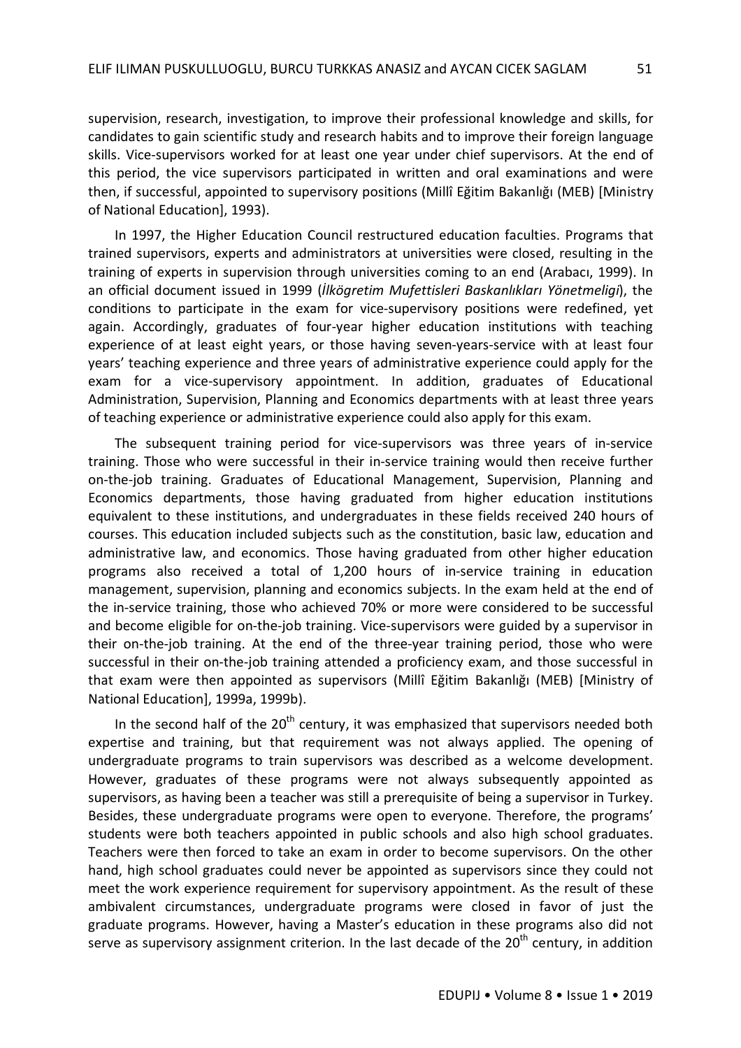supervision, research, investigation, to improve their professional knowledge and skills, for candidates to gain scientific study and research habits and to improve their foreign language skills. Vice-supervisors worked for at least one year under chief supervisors. At the end of this period, the vice supervisors participated in written and oral examinations and were then, if successful, appointed to supervisory positions (Millî Eğitim Bakanlığı (MEB) [Ministry of National Education], 1993).

In 1997, the Higher Education Council restructured education faculties. Programs that trained supervisors, experts and administrators at universities were closed, resulting in the training of experts in supervision through universities coming to an end (Arabacı, 1999). In an official document issued in 1999 (*İlkögretim Mufettisleri Baskanlıkları Yönetmeligi*), the conditions to participate in the exam for vice-supervisory positions were redefined, yet again. Accordingly, graduates of four-year higher education institutions with teaching experience of at least eight years, or those having seven-years-service with at least four years' teaching experience and three years of administrative experience could apply for the exam for a vice-supervisory appointment. In addition, graduates of Educational Administration, Supervision, Planning and Economics departments with at least three years of teaching experience or administrative experience could also apply for this exam.

The subsequent training period for vice-supervisors was three years of in-service training. Those who were successful in their in-service training would then receive further on-the-job training. Graduates of Educational Management, Supervision, Planning and Economics departments, those having graduated from higher education institutions equivalent to these institutions, and undergraduates in these fields received 240 hours of courses. This education included subjects such as the constitution, basic law, education and administrative law, and economics. Those having graduated from other higher education programs also received a total of 1,200 hours of in-service training in education management, supervision, planning and economics subjects. In the exam held at the end of the in-service training, those who achieved 70% or more were considered to be successful and become eligible for on-the-job training. Vice-supervisors were guided by a supervisor in their on-the-job training. At the end of the three-year training period, those who were successful in their on-the-job training attended a proficiency exam, and those successful in that exam were then appointed as supervisors (Millî Eğitim Bakanlığı (MEB) [Ministry of National Education], 1999a, 1999b).

In the second half of the 20th century, it was emphasized that supervisors needed both expertise and training, but that requirement was not always applied. The opening of undergraduate programs to train supervisors was described as a welcome development. However, graduates of these programs were not always subsequently appointed as supervisors, as having been a teacher was still a prerequisite of being a supervisor in Turkey. Besides, these undergraduate programs were open to everyone. Therefore, the programs' students were both teachers appointed in public schools and also high school graduates. Teachers were then forced to take an exam in order to become supervisors. On the other hand, high school graduates could never be appointed as supervisors since they could not meet the work experience requirement for supervisory appointment. As the result of these ambivalent circumstances, undergraduate programs were closed in favor of just the graduate programs. However, having a Master's education in these programs also did not serve as supervisory assignment criterion. In the last decade of the 20th century, in addition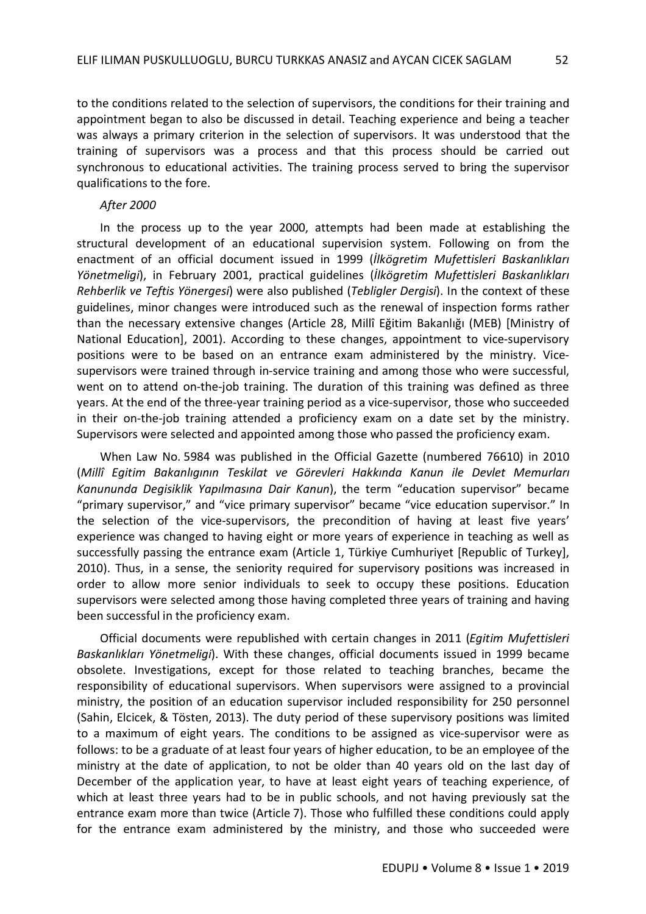to the conditions related to the selection of supervisors, the conditions for their training and appointment began to also be discussed in detail. Teaching experience and being a teacher was always a primary criterion in the selection of supervisors. It was understood that the training of supervisors was a process and that this process should be carried out synchronous to educational activities. The training process served to bring the supervisor qualifications to the fore.

*After 2000*

In the process up to the year 2000, attempts had been made at establishing the structural development of an educational supervision system. Following on from the enactment of an official document issued in 1999 (*İlkögretim Mufettisleri Baskanlıkları Yönetmeligi*), in February 2001, practical guidelines (*İlkögretim Mufettisleri Baskanlıkları Rehberlik ve Teftis Yönergesi*) were also published (*Tebligler Dergisi*). In the context of these guidelines, minor changes were introduced such as the renewal of inspection forms rather than the necessary extensive changes (Article 28, Millî Eğitim Bakanlığı (MEB) [Ministry of National Education], 2001). According to these changes, appointment to vice-supervisory positions were to be based on an entrance exam administered by the ministry. Vice-supervisors were trained through in-service training and among those who were successful, went on to attend on-the-job training. The duration of this training was defined as three years. At the end of the three-year training period as a vice-supervisor, those who succeeded in their on-the-job training attended a proficiency exam on a date set by the ministry. Supervisors were selected and appointed among those who passed the proficiency exam.

When Law No. 5984 was published in the Official Gazette (numbered 76610) in 2010 (*Millî Egitim Bakanlıgının Teskilat ve Görevleri Hakkında Kanun ile Devlet Memurları Kanununda Degisiklik Yapılmasına Dair Kanun*), the term "education supervisor" became "primary supervisor," and "vice primary supervisor" became "vice education supervisor." In the selection of the vice-supervisors, the precondition of having at least five years' experience was changed to having eight or more years of experience in teaching as well as successfully passing the entrance exam (Article 1, Türkiye Cumhuriyet [Republic of Turkey], 2010). Thus, in a sense, the seniority required for supervisory positions was increased in order to allow more senior individuals to seek to occupy these positions. Education supervisors were selected among those having completed three years of training and having been successful in the proficiency exam.

Official documents were republished with certain changes in 2011 (*Egitim Mufettisleri Baskanlıkları Yönetmeligi*). With these changes, official documents issued in 1999 became obsolete. Investigations, except for those related to teaching branches, became the responsibility of educational supervisors. When supervisors were assigned to a provincial ministry, the position of an education supervisor included responsibility for 250 personnel (Sahin, Elcicek, & Tösten, 2013). The duty period of these supervisory positions was limited to a maximum of eight years. The conditions to be assigned as vice-supervisor were as follows: to be a graduate of at least four years of higher education, to be an employee of the ministry at the date of application, to not be older than 40 years old on the last day of December of the application year, to have at least eight years of teaching experience, of which at least three years had to be in public schools, and not having previously sat the entrance exam more than twice (Article 7). Those who fulfilled these conditions could apply for the entrance exam administered by the ministry, and those who succeeded were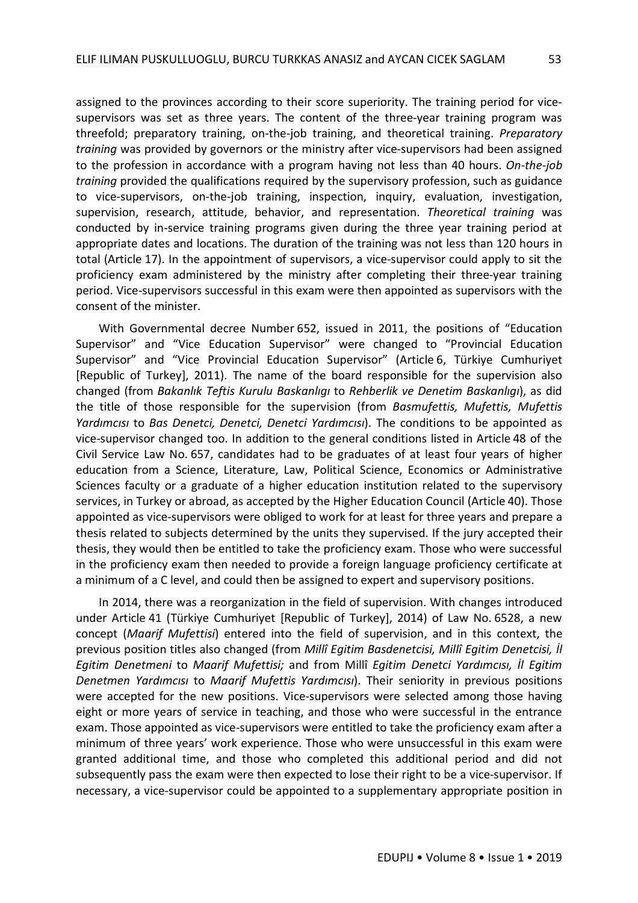assigned to the provinces according to their score superiority. The training period for vice-supervisors was set as three years. The content of the three-year training program was threefold; preparatory training, on-the-job training, and theoretical training. *Preparatory training* was provided by governors or the ministry after vice-supervisors had been assigned to the profession in accordance with a program having not less than 40 hours. *On-the-job training* provided the qualifications required by the supervisory profession, such as guidance to vice-supervisors, on-the-job training, inspection, inquiry, evaluation, investigation, supervision, research, attitude, behavior, and representation. *Theoretical training* was conducted by in-service training programs given during the three year training period at appropriate dates and locations. The duration of the training was not less than 120 hours in total (Article 17). In the appointment of supervisors, a vice-supervisor could apply to sit the proficiency exam administered by the ministry after completing their three-year training period. Vice-supervisors successful in this exam were then appointed as supervisors with the consent of the minister.

With Governmental decree Number 652, issued in 2011, the positions of "Education Supervisor" and "Vice Education Supervisor" were changed to "Provincial Education Supervisor" and "Vice Provincial Education Supervisor" (Article 6, Türkiye Cumhuriyet [Republic of Turkey], 2011). The name of the board responsible for the supervision also changed (from *Bakanlık Teftis Kurulu Baskanlıgı* to *Rehberlik ve Denetim Baskanlıgı*), as did the title of those responsible for the supervision (from *Basmufettis, Mufettis, Mufettis Yardımcısı* to *Bas Denetci, Denetci, Denetci Yardımcısı*). The conditions to be appointed as vice-supervisor changed too. In addition to the general conditions listed in Article 48 of the Civil Service Law No. 657, candidates had to be graduates of at least four years of higher education from a Science, Literature, Law, Political Science, Economics or Administrative Sciences faculty or a graduate of a higher education institution related to the supervisory services, in Turkey or abroad, as accepted by the Higher Education Council (Article 40). Those appointed as vice-supervisors were obliged to work for at least for three years and prepare a thesis related to subjects determined by the units they supervised. If the jury accepted their thesis, they would then be entitled to take the proficiency exam. Those who were successful in the proficiency exam then needed to provide a foreign language proficiency certificate at a minimum of a C level, and could then be assigned to expert and supervisory positions.

In 2014, there was a reorganization in the field of supervision. With changes introduced under Article 41 (Türkiye Cumhuriyet [Republic of Turkey], 2014) of Law No. 6528, a new concept (*Maarif Mufettisi*) entered into the field of supervision, and in this context, the previous position titles also changed (from *Millî Egitim Basdenetcisi, Millî Egitim Denetcisi, İl Egitim Denetmeni* to *Maarif Mufettisi;* and from Millî *Egitim Denetci Yardımcısı, İl Egitim Denetmen Yardımcısı* to *Maarif Mufettis Yardımcısı*). Their seniority in previous positions were accepted for the new positions. Vice-supervisors were selected among those having eight or more years of service in teaching, and those who were successful in the entrance exam. Those appointed as vice-supervisors were entitled to take the proficiency exam after a minimum of three years' work experience. Those who were unsuccessful in this exam were granted additional time, and those who completed this additional period and did not subsequently pass the exam were then expected to lose their right to be a vice-supervisor. If necessary, a vice-supervisor could be appointed to a supplementary appropriate position in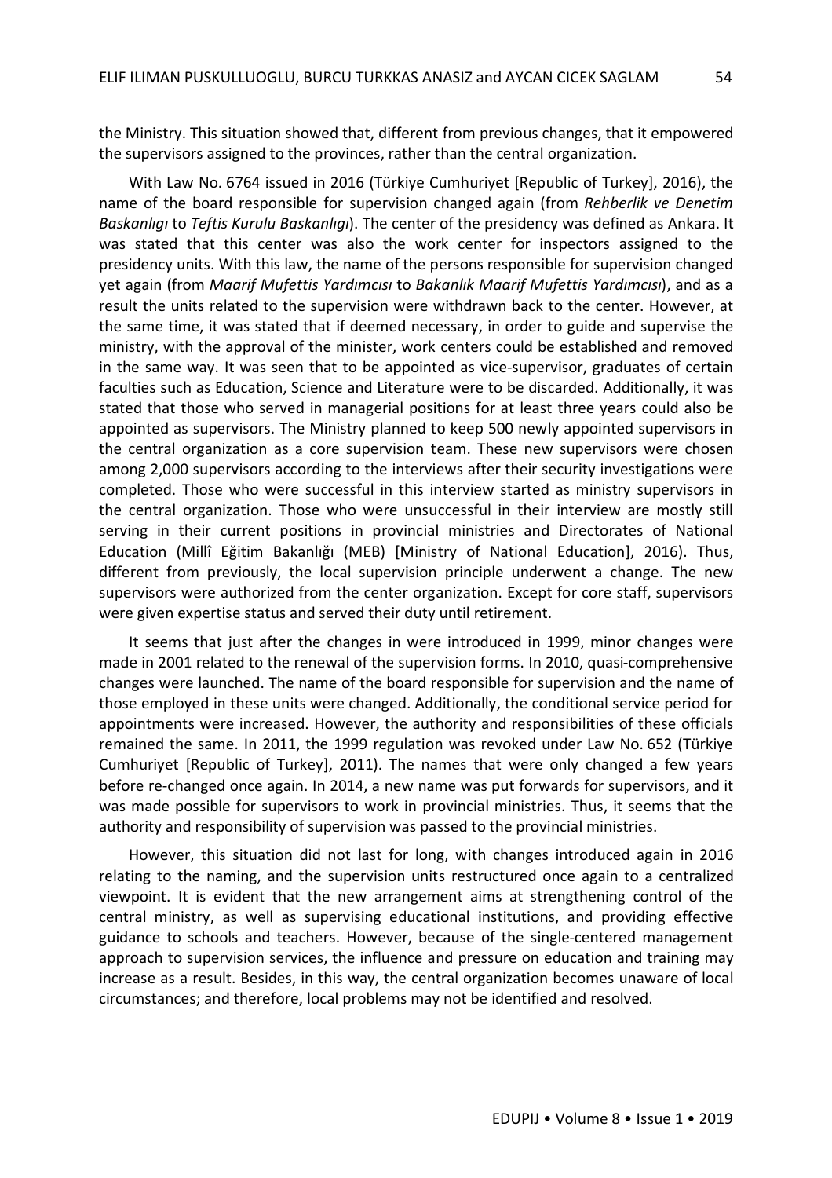the Ministry. This situation showed that, different from previous changes, that it empowered the supervisors assigned to the provinces, rather than the central organization.

With Law No. 6764 issued in 2016 (Türkiye Cumhuriyet [Republic of Turkey], 2016), the name of the board responsible for supervision changed again (from *Rehberlik ve Denetim Baskanlıgı* to *Teftis Kurulu Baskanlıgı*). The center of the presidency was defined as Ankara. It was stated that this center was also the work center for inspectors assigned to the presidency units. With this law, the name of the persons responsible for supervision changed yet again (from *Maarif Mufettis Yardımcısı* to *Bakanlık Maarif Mufettis Yardımcısı*), and as a result the units related to the supervision were withdrawn back to the center. However, at the same time, it was stated that if deemed necessary, in order to guide and supervise the ministry, with the approval of the minister, work centers could be established and removed in the same way. It was seen that to be appointed as vice-supervisor, graduates of certain faculties such as Education, Science and Literature were to be discarded. Additionally, it was stated that those who served in managerial positions for at least three years could also be appointed as supervisors. The Ministry planned to keep 500 newly appointed supervisors in the central organization as a core supervision team. These new supervisors were chosen among 2,000 supervisors according to the interviews after their security investigations were completed. Those who were successful in this interview started as ministry supervisors in the central organization. Those who were unsuccessful in their interview are mostly still serving in their current positions in provincial ministries and Directorates of National Education (Millî Eğitim Bakanlığı (MEB) [Ministry of National Education], 2016). Thus, different from previously, the local supervision principle underwent a change. The new supervisors were authorized from the center organization. Except for core staff, supervisors were given expertise status and served their duty until retirement.

It seems that just after the changes in were introduced in 1999, minor changes were made in 2001 related to the renewal of the supervision forms. In 2010, quasi-comprehensive changes were launched. The name of the board responsible for supervision and the name of those employed in these units were changed. Additionally, the conditional service period for appointments were increased. However, the authority and responsibilities of these officials remained the same. In 2011, the 1999 regulation was revoked under Law No. 652 (Türkiye Cumhuriyet [Republic of Turkey], 2011). The names that were only changed a few years before re-changed once again. In 2014, a new name was put forwards for supervisors, and it was made possible for supervisors to work in provincial ministries. Thus, it seems that the authority and responsibility of supervision was passed to the provincial ministries.

However, this situation did not last for long, with changes introduced again in 2016 relating to the naming, and the supervision units restructured once again to a centralized viewpoint. It is evident that the new arrangement aims at strengthening control of the central ministry, as well as supervising educational institutions, and providing effective guidance to schools and teachers. However, because of the single-centered management approach to supervision services, the influence and pressure on education and training may increase as a result. Besides, in this way, the central organization becomes unaware of local circumstances; and therefore, local problems may not be identified and resolved.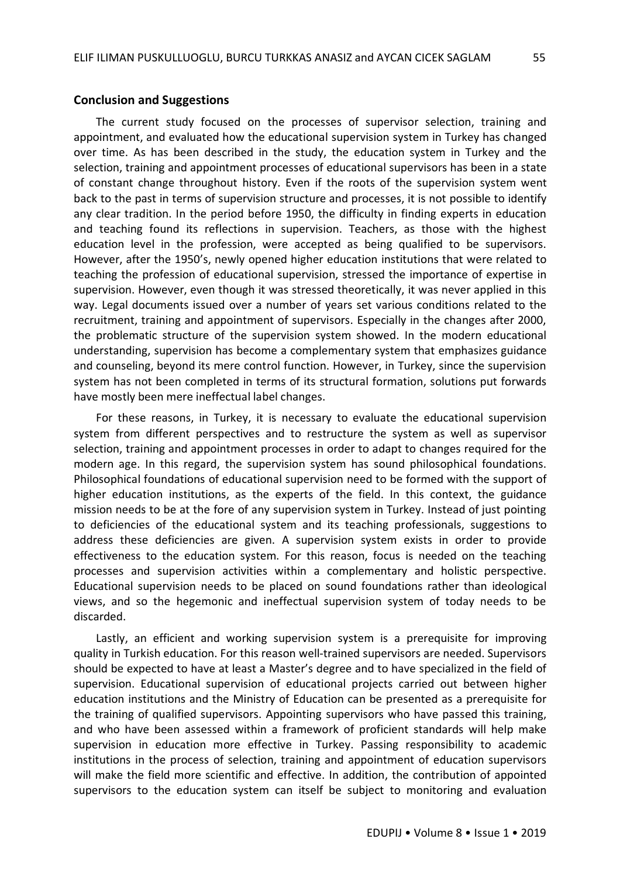## Conclusion and Suggestions

The current study focused on the processes of supervisor selection, training and appointment, and evaluated how the educational supervision system in Turkey has changed over time. As has been described in the study, the education system in Turkey and the selection, training and appointment processes of educational supervisors has been in a state of constant change throughout history. Even if the roots of the supervision system went back to the past in terms of supervision structure and processes, it is not possible to identify any clear tradition. In the period before 1950, the difficulty in finding experts in education and teaching found its reflections in supervision. Teachers, as those with the highest education level in the profession, were accepted as being qualified to be supervisors. However, after the 1950's, newly opened higher education institutions that were related to teaching the profession of educational supervision, stressed the importance of expertise in supervision. However, even though it was stressed theoretically, it was never applied in this way. Legal documents issued over a number of years set various conditions related to the recruitment, training and appointment of supervisors. Especially in the changes after 2000, the problematic structure of the supervision system showed. In the modern educational understanding, supervision has become a complementary system that emphasizes guidance and counseling, beyond its mere control function. However, in Turkey, since the supervision system has not been completed in terms of its structural formation, solutions put forwards have mostly been mere ineffectual label changes.

For these reasons, in Turkey, it is necessary to evaluate the educational supervision system from different perspectives and to restructure the system as well as supervisor selection, training and appointment processes in order to adapt to changes required for the modern age. In this regard, the supervision system has sound philosophical foundations. Philosophical foundations of educational supervision need to be formed with the support of higher education institutions, as the experts of the field. In this context, the guidance mission needs to be at the fore of any supervision system in Turkey. Instead of just pointing to deficiencies of the educational system and its teaching professionals, suggestions to address these deficiencies are given. A supervision system exists in order to provide effectiveness to the education system. For this reason, focus is needed on the teaching processes and supervision activities within a complementary and holistic perspective. Educational supervision needs to be placed on sound foundations rather than ideological views, and so the hegemonic and ineffectual supervision system of today needs to be discarded.

Lastly, an efficient and working supervision system is a prerequisite for improving quality in Turkish education. For this reason well-trained supervisors are needed. Supervisors should be expected to have at least a Master's degree and to have specialized in the field of supervision. Educational supervision of educational projects carried out between higher education institutions and the Ministry of Education can be presented as a prerequisite for the training of qualified supervisors. Appointing supervisors who have passed this training, and who have been assessed within a framework of proficient standards will help make supervision in education more effective in Turkey. Passing responsibility to academic institutions in the process of selection, training and appointment of education supervisors will make the field more scientific and effective. In addition, the contribution of appointed supervisors to the education system can itself be subject to monitoring and evaluation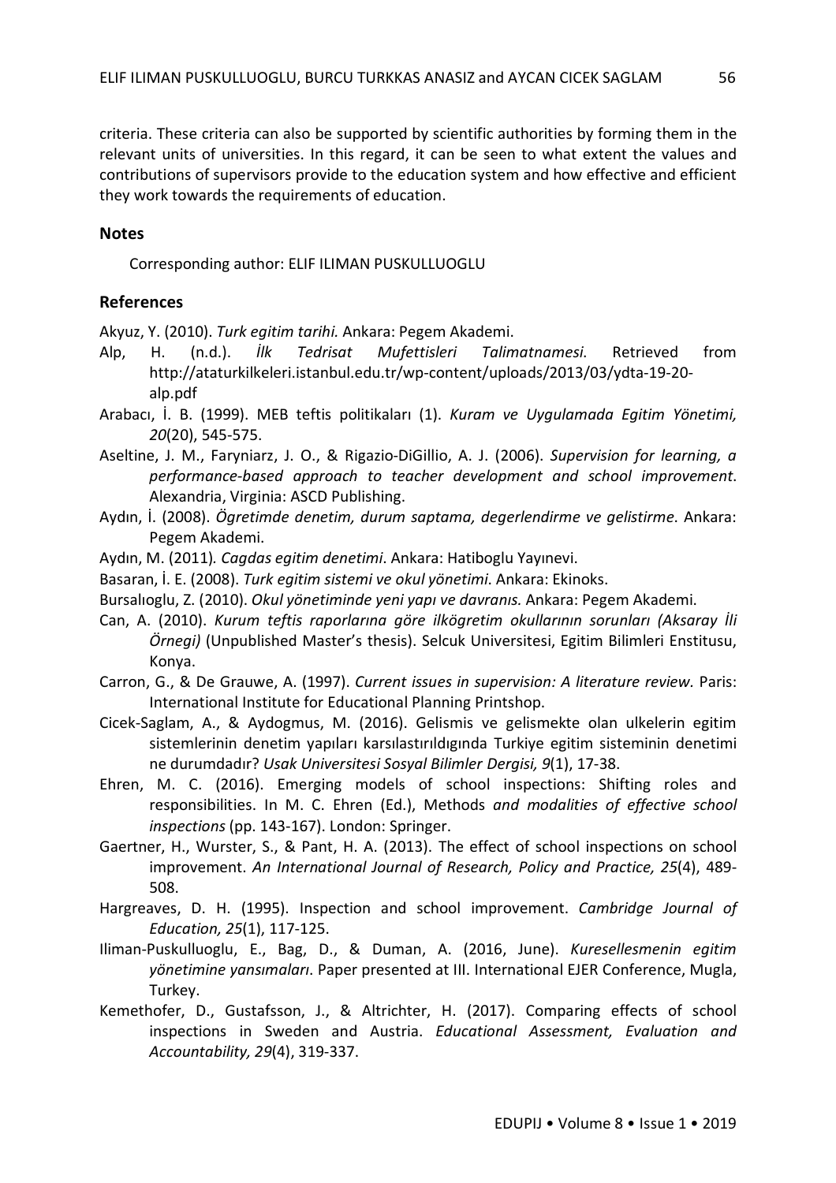criteria. These criteria can also be supported by scientific authorities by forming them in the relevant units of universities. In this regard, it can be seen to what extent the values and contributions of supervisors provide to the education system and how effective and efficient they work towards the requirements of education.

## Notes

Corresponding author: ELIF ILIMAN PUSKULLUOGLU

## References

Akyuz, Y. (2010). *Turk egitim tarihi.* Ankara: Pegem Akademi.

Alp, H. (n.d.). *İlk Tedrisat Mufettisleri Talimatnamesi*. Retrieved from http://ataturkilkeleri.istanbul.edu.tr/wp-content/uploads/2013/03/ydta-19-20-alp.pdf

Arabacı, İ. B. (1999). MEB teftis politikaları (1). *Kuram ve Uygulamada Egitim Yönetimi, 20*(20), 545-575.

Aseltine, J. M., Faryniarz, J. O., & Rigazio-DiGillio, A. J. (2006). *Supervision for learning, a performance-based approach to teacher development and school improvement*. Alexandria, Virginia: ASCD Publishing.

Aydın, İ. (2008). *Ögretimde denetim, durum saptama, degerlendirme ve gelistirme*. Ankara: Pegem Akademi.

Aydın, M. (2011). *Cagdas egitim denetimi*. Ankara: Hatiboglu Yayınevi.

Basaran, İ. E. (2008). *Turk egitim sistemi ve okul yönetimi.* Ankara: Ekinoks.

Bursalıoglu, Z. (2010). *Okul yönetiminde yeni yapı ve davranıs.* Ankara: Pegem Akademi.

Can, A. (2010). *Kurum teftis raporlarına göre ilkögretim okullarının sorunları (Aksaray İli Örnegi)* (Unpublished Master's thesis). Selcuk Universitesi, Egitim Bilimleri Enstitusu, Konya.

Carron, G., & De Grauwe, A. (1997). *Current issues in supervision: A literature review.* Paris: International Institute for Educational Planning Printshop.

Cicek-Saglam, A., & Aydogmus, M. (2016). Gelismis ve gelismekte olan ulkelerin egitim sistemlerinin denetim yapıları karsılastırıldıgında Turkiye egitim sisteminin denetimi ne durumdadır? *Usak Universitesi Sosyal Bilimler Dergisi, 9*(1), 17-38.

Ehren, M. C. (2016). Emerging models of school inspections: Shifting roles and responsibilities. In M. C. Ehren (Ed.), Methods *and modalities of effective school inspections* (pp. 143-167). London: Springer.

Gaertner, H., Wurster, S., & Pant, H. A. (2013). The effect of school inspections on school improvement. *An International Journal of Research, Policy and Practice, 25*(4), 489-508.

Hargreaves, D. H. (1995). Inspection and school improvement. *Cambridge Journal of Education, 25*(1), 117-125.

Iliman-Puskulluoglu, E., Bag, D., & Duman, A. (2016, June). *Kuresellesmenin egitim yönetimine yansımaları*. Paper presented at III. International EJER Conference, Mugla, Turkey.

Kemethofer, D., Gustafsson, J., & Altrichter, H. (2017). Comparing effects of school inspections in Sweden and Austria. *Educational Assessment, Evaluation and Accountability, 29*(4), 319-337.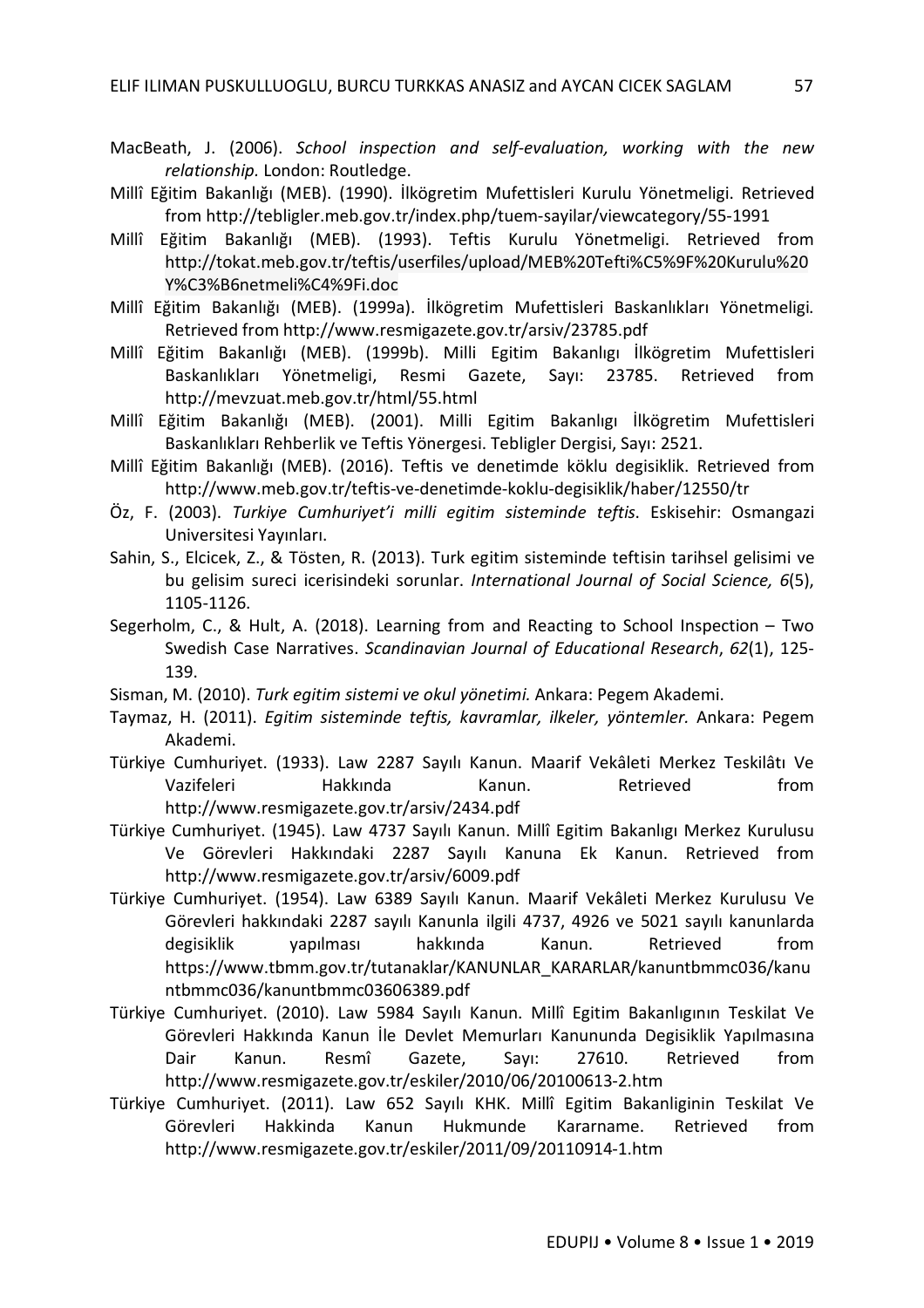MacBeath, J. (2006). *School inspection and self-evaluation, working with the new relationship.* London: Routledge.

Millî Eğitim Bakanlığı (MEB). (1990). İlkögretim Mufettisleri Kurulu Yönetmeligi. Retrieved from http://tebligler.meb.gov.tr/index.php/tuem-sayilar/viewcategory/55-1991

Millî Eğitim Bakanlığı (MEB). (1993). Teftis Kurulu Yönetmeligi. Retrieved from http://tokat.meb.gov.tr/teftis/userfiles/upload/MEB%20Tefti%C5%9F%20Kurulu%20Y%C3%B6netmeli%C4%9Fi.doc

Millî Eğitim Bakanlığı (MEB). (1999a). İlkögretim Mufettisleri Baskanlıkları Yönetmeligi. Retrieved from http://www.resmigazete.gov.tr/arsiv/23785.pdf

Millî Eğitim Bakanlığı (MEB). (1999b). Milli Egitim Bakanlıgı İlkögretim Mufettisleri Baskanlıkları Yönetmeligi, Resmi Gazete, Sayı: 23785. Retrieved from http://mevzuat.meb.gov.tr/html/55.html

Millî Eğitim Bakanlığı (MEB). (2001). Milli Egitim Bakanlıgı İlkögretim Mufettisleri Baskanlıkları Rehberlik ve Teftis Yönergesi. Tebligler Dergisi, Sayı: 2521.

Millî Eğitim Bakanlığı (MEB). (2016). Teftis ve denetimde köklu degisiklik. Retrieved from http://www.meb.gov.tr/teftis-ve-denetimde-koklu-degisiklik/haber/12550/tr

Öz, F. (2003). *Turkiye Cumhuriyet'i milli egitim sisteminde teftis*. Eskisehir: Osmangazi Universitesi Yayınları.

Sahin, S., Elcicek, Z., & Tösten, R. (2013). Turk egitim sisteminde teftisin tarihsel gelisimi ve bu gelisim sureci icerisindeki sorunlar. *International Journal of Social Science, 6*(5), 1105-1126.

Segerholm, C., & Hult, A. (2018). Learning from and Reacting to School Inspection – Two Swedish Case Narratives. *Scandinavian Journal of Educational Research*, *62*(1), 125-139.

Sisman, M. (2010). *Turk egitim sistemi ve okul yönetimi.* Ankara: Pegem Akademi.

Taymaz, H. (2011). *Egitim sisteminde teftis, kavramlar, ilkeler, yöntemler.* Ankara: Pegem Akademi.

Türkiye Cumhuriyet. (1933). Law 2287 Sayılı Kanun. Maarif Vekâleti Merkez Teskilâtı Ve Vazifeleri Hakkında Kanun. Retrieved from http://www.resmigazete.gov.tr/arsiv/2434.pdf

Türkiye Cumhuriyet. (1945). Law 4737 Sayılı Kanun. Millî Egitim Bakanlıgı Merkez Kurulusu Ve Görevleri Hakkındaki 2287 Sayılı Kanuna Ek Kanun. Retrieved from http://www.resmigazete.gov.tr/arsiv/6009.pdf

Türkiye Cumhuriyet. (1954). Law 6389 Sayılı Kanun. Maarif Vekâleti Merkez Kurulusu Ve Görevleri hakkındaki 2287 sayılı Kanunla ilgili 4737, 4926 ve 5021 sayılı kanunlarda degisiklik yapılması hakkında Kanun. Retrieved from https://www.tbmm.gov.tr/tutanaklar/KANUNLAR_KARARLAR/kanuntbmmc036/kanuntbmmc036/kanuntbmmc03606389.pdf

Türkiye Cumhuriyet. (2010). Law 5984 Sayılı Kanun. Millî Egitim Bakanlıgının Teskilat Ve Görevleri Hakkında Kanun İle Devlet Memurları Kanununda Degisiklik Yapılmasına Dair Kanun. Resmî Gazete, Sayı: 27610. Retrieved from http://www.resmigazete.gov.tr/eskiler/2010/06/20100613-2.htm

Türkiye Cumhuriyet. (2011). Law 652 Sayılı KHK. Millî Egitim Bakanliginin Teskilat Ve Görevleri Hakkinda Kanun Hukmunde Kararname. Retrieved from http://www.resmigazete.gov.tr/eskiler/2011/09/20110914-1.htm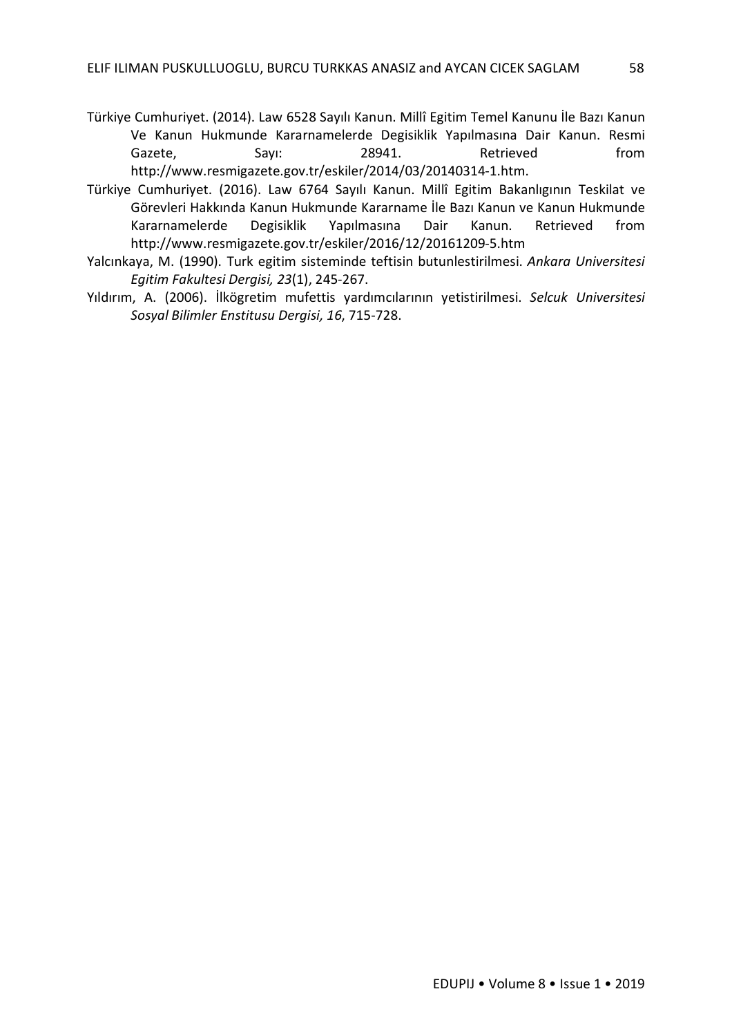Türkiye Cumhuriyet. (2014). Law 6528 Sayılı Kanun. Millî Egitim Temel Kanunu İle Bazı Kanun Ve Kanun Hukmunde Kararnamelerde Degisiklik Yapılmasına Dair Kanun. Resmi Gazete, Sayı: 28941. Retrieved from http://www.resmigazete.gov.tr/eskiler/2014/03/20140314-1.htm.

Türkiye Cumhuriyet. (2016). Law 6764 Sayılı Kanun. Millî Egitim Bakanlıgının Teskilat ve Görevleri Hakkında Kanun Hukmunde Kararname İle Bazı Kanun ve Kanun Hukmunde Kararnamelerde Degisiklik Yapılmasına Dair Kanun. Retrieved from http://www.resmigazete.gov.tr/eskiler/2016/12/20161209-5.htm

Yalcınkaya, M. (1990). Turk egitim sisteminde teftisin butunlestirilmesi. *Ankara Universitesi Egitim Fakultesi Dergisi, 23*(1), 245-267.

Yıldırım, A. (2006). İlkögretim mufettis yardımcılarının yetistirilmesi. *Selcuk Universitesi Sosyal Bilimler Enstitusu Dergisi, 16*, 715-728.